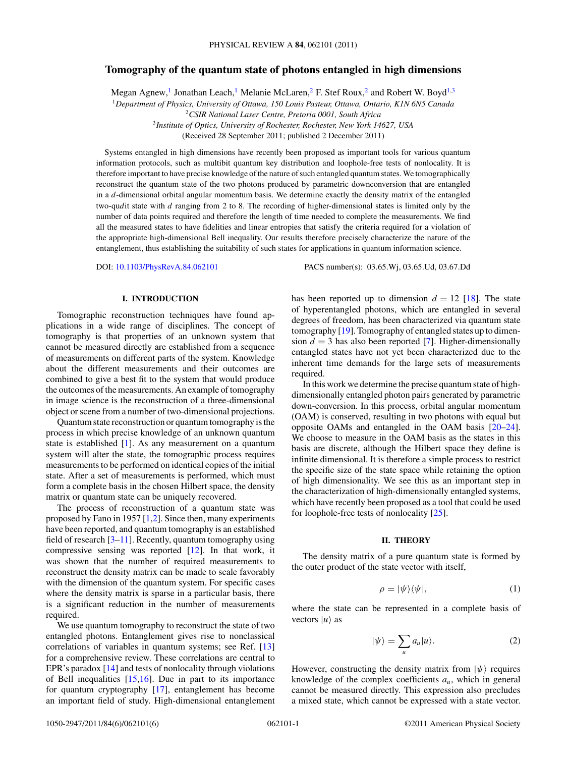# Tomography of the quantum state of photons entangled in high dimensions

Megan Agnew,[1] Jonathan Leach,[1] Melanie McLaren,[2] F. Stef Roux,[2] and Robert W. Boyd[1,3]

[1]*Department of Physics, University of Ottawa, 150 Louis Pasteur, Ottawa, Ontario, K1N 6N5 Canada*
[2]*CSIR National Laser Centre, Pretoria 0001, South Africa*
[3]*Institute of Optics, University of Rochester, Rochester, New York 14627, USA*

(Received 28 September 2011; published 2 December 2011)

Systems entangled in high dimensions have recently been proposed as important tools for various quantum information protocols, such as multibit quantum key distribution and loophole-free tests of nonlocality. It is therefore important to have precise knowledge of the nature of such entangled quantum states. We tomographically reconstruct the quantum state of the two photons produced by parametric downconversion that are entangled in a $d$-dimensional orbital angular momentum basis. We determine exactly the density matrix of the entangled two-qu$d$it state with $d$ ranging from 2 to 8. The recording of higher-dimensional states is limited only by the number of data points required and therefore the length of time needed to complete the measurements. We find all the measured states to have fidelities and linear entropies that satisfy the criteria required for a violation of the appropriate high-dimensional Bell inequality. Our results therefore precisely characterize the nature of the entanglement, thus establishing the suitability of such states for applications in quantum information science.

DOI: 10.1103/PhysRevA.84.062101 PACS number(s): 03.65.Wj, 03.65.Ud, 03.67.Dd

## I. INTRODUCTION

Tomographic reconstruction techniques have found applications in a wide range of disciplines. The concept of tomography is that properties of an unknown system that cannot be measured directly are established from a sequence of measurements on different parts of the system. Knowledge about the different measurements and their outcomes are combined to give a best fit to the system that would produce the outcomes of the measurements. An example of tomography in image science is the reconstruction of a three-dimensional object or scene from a number of two-dimensional projections.

Quantum state reconstruction or quantum tomography is the process in which precise knowledge of an unknown quantum state is established [1]. As any measurement on a quantum system will alter the state, the tomographic process requires measurements to be performed on identical copies of the initial state. After a set of measurements is performed, which must form a complete basis in the chosen Hilbert space, the density matrix or quantum state can be uniquely recovered.

The process of reconstruction of a quantum state was proposed by Fano in 1957 [1,2]. Since then, many experiments have been reported, and quantum tomography is an established field of research [3–11]. Recently, quantum tomography using compressive sensing was reported [12]. In that work, it was shown that the number of required measurements to reconstruct the density matrix can be made to scale favorably with the dimension of the quantum system. For specific cases where the density matrix is sparse in a particular basis, there is a significant reduction in the number of measurements required.

We use quantum tomography to reconstruct the state of two entangled photons. Entanglement gives rise to nonclassical correlations of variables in quantum systems; see Ref. [13] for a comprehensive review. These correlations are central to EPR's paradox [14] and tests of nonlocality through violations of Bell inequalities [15,16]. Due in part to its importance for quantum cryptography [17], entanglement has become an important field of study. High-dimensional entanglement has been reported up to dimension $d = 12$ [18]. The state of hyperentangled photons, which are entangled in several degrees of freedom, has been characterized via quantum state tomography [19]. Tomography of entangled states up to dimension $d = 3$ has also been reported [7]. Higher-dimensionally entangled states have not yet been characterized due to the inherent time demands for the large sets of measurements required.

In this work we determine the precise quantum state of high-dimensionally entangled photon pairs generated by parametric down-conversion. In this process, orbital angular momentum (OAM) is conserved, resulting in two photons with equal but opposite OAMs and entangled in the OAM basis [20–24]. We choose to measure in the OAM basis as the states in this basis are discrete, although the Hilbert space they define is infinite dimensional. It is therefore a simple process to restrict the specific size of the state space while retaining the option of high dimensionality. We see this as an important step in the characterization of high-dimensionally entangled systems, which have recently been proposed as a tool that could be used for loophole-free tests of nonlocality [25].

## II. THEORY

The density matrix of a pure quantum state is formed by the outer product of the state vector with itself,

$$\rho = |\psi\rangle\langle\psi|, \tag{1}$$

where the state can be represented in a complete basis of vectors $|u\rangle$ as

$$|\psi\rangle = \sum_u a_u |u\rangle. \tag{2}$$

However, constructing the density matrix from $|\psi\rangle$ requires knowledge of the complex coefficients $a_u$, which in general cannot be measured directly. This expression also precludes a mixed state, which cannot be expressed with a state vector.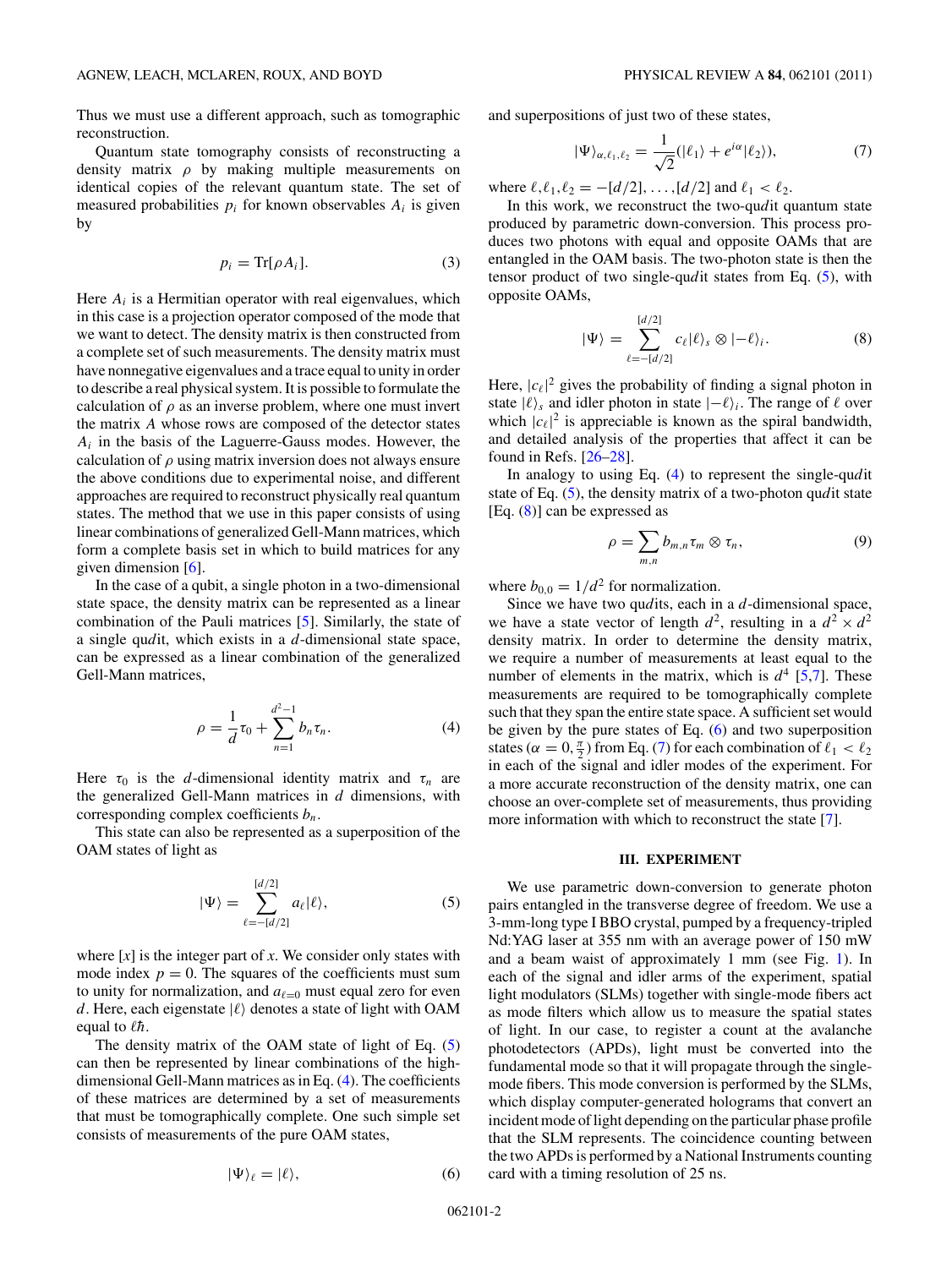Thus we must use a different approach, such as tomographic reconstruction.

Quantum state tomography consists of reconstructing a density matrix $\rho$ by making multiple measurements on identical copies of the relevant quantum state. The set of measured probabilities $p_i$ for known observables $A_i$ is given by

$$p_i = \mathrm{Tr}[\rho A_i]. \tag{3}$$

Here $A_i$ is a Hermitian operator with real eigenvalues, which in this case is a projection operator composed of the mode that we want to detect. The density matrix is then constructed from a complete set of such measurements. The density matrix must have nonnegative eigenvalues and a trace equal to unity in order to describe a real physical system. It is possible to formulate the calculation of $\rho$ as an inverse problem, where one must invert the matrix $A$ whose rows are composed of the detector states $A_i$ in the basis of the Laguerre-Gauss modes. However, the calculation of $\rho$ using matrix inversion does not always ensure the above conditions due to experimental noise, and different approaches are required to reconstruct physically real quantum states. The method that we use in this paper consists of using linear combinations of generalized Gell-Mann matrices, which form a complete basis set in which to build matrices for any given dimension [6].

In the case of a qubit, a single photon in a two-dimensional state space, the density matrix can be represented as a linear combination of the Pauli matrices [5]. Similarly, the state of a single qu*d*it, which exists in a $d$-dimensional state space, can be expressed as a linear combination of the generalized Gell-Mann matrices,

$$\rho = \frac{1}{d}\tau_0 + \sum_{n=1}^{d^2-1} b_n \tau_n. \tag{4}$$

Here $\tau_0$ is the $d$-dimensional identity matrix and $\tau_n$ are the generalized Gell-Mann matrices in $d$ dimensions, with corresponding complex coefficients $b_n$.

This state can also be represented as a superposition of the OAM states of light as

$$|\Psi\rangle = \sum_{\ell=-[d/2]}^{[d/2]} a_\ell |\ell\rangle, \tag{5}$$

where $[x]$ is the integer part of $x$. We consider only states with mode index $p = 0$. The squares of the coefficients must sum to unity for normalization, and $a_{\ell=0}$ must equal zero for even $d$. Here, each eigenstate $|\ell\rangle$ denotes a state of light with OAM equal to $\ell\hbar$.

The density matrix of the OAM state of light of Eq. (5) can then be represented by linear combinations of the high-dimensional Gell-Mann matrices as in Eq. (4). The coefficients of these matrices are determined by a set of measurements that must be tomographically complete. One such simple set consists of measurements of the pure OAM states,

$$|\Psi\rangle_\ell = |\ell\rangle, \tag{6}$$

and superpositions of just two of these states,

$$|\Psi\rangle_{\alpha,\ell_1,\ell_2} = \frac{1}{\sqrt{2}}(|\ell_1\rangle + e^{i\alpha}|\ell_2\rangle), \tag{7}$$

where $\ell, \ell_1, \ell_2 = -[d/2], \ldots, [d/2]$ and $\ell_1 < \ell_2$.

In this work, we reconstruct the two-qu*d*it quantum state produced by parametric down-conversion. This process produces two photons with equal and opposite OAMs that are entangled in the OAM basis. The two-photon state is then the tensor product of two single-qu*d*it states from Eq. (5), with opposite OAMs,

$$|\Psi\rangle = \sum_{\ell=-[d/2]}^{[d/2]} c_\ell |\ell\rangle_s \otimes |-\ell\rangle_i. \tag{8}$$

Here, $|c_\ell|^2$ gives the probability of finding a signal photon in state $|\ell\rangle_s$ and idler photon in state $|-\ell\rangle_i$. The range of $\ell$ over which $|c_\ell|^2$ is appreciable is known as the spiral bandwidth, and detailed analysis of the properties that affect it can be found in Refs. [26–28].

In analogy to using Eq. (4) to represent the single-qu*d*it state of Eq. (5), the density matrix of a two-photon qu*d*it state [Eq. (8)] can be expressed as

$$\rho = \sum_{m,n} b_{m,n} \tau_m \otimes \tau_n, \tag{9}$$

where $b_{0,0} = 1/d^2$ for normalization.

Since we have two qu*d*its, each in a $d$-dimensional space, we have a state vector of length $d^2$, resulting in a $d^2 \times d^2$ density matrix. In order to determine the density matrix, we require a number of measurements at least equal to the number of elements in the matrix, which is $d^4$ [5,7]. These measurements are required to be tomographically complete such that they span the entire state space. A sufficient set would be given by the pure states of Eq. (6) and two superposition states ($\alpha = 0, \frac{\pi}{2}$) from Eq. (7) for each combination of $\ell_1 < \ell_2$ in each of the signal and idler modes of the experiment. For a more accurate reconstruction of the density matrix, one can choose an over-complete set of measurements, thus providing more information with which to reconstruct the state [7].

## III. EXPERIMENT

We use parametric down-conversion to generate photon pairs entangled in the transverse degree of freedom. We use a 3-mm-long type I BBO crystal, pumped by a frequency-tripled Nd:YAG laser at 355 nm with an average power of 150 mW and a beam waist of approximately 1 mm (see Fig. 1). In each of the signal and idler arms of the experiment, spatial light modulators (SLMs) together with single-mode fibers act as mode filters which allow us to measure the spatial states of light. In our case, to register a count at the avalanche photodetectors (APDs), light must be converted into the fundamental mode so that it will propagate through the single-mode fibers. This mode conversion is performed by the SLMs, which display computer-generated holograms that convert an incident mode of light depending on the particular phase profile that the SLM represents. The coincidence counting between the two APDs is performed by a National Instruments counting card with a timing resolution of 25 ns.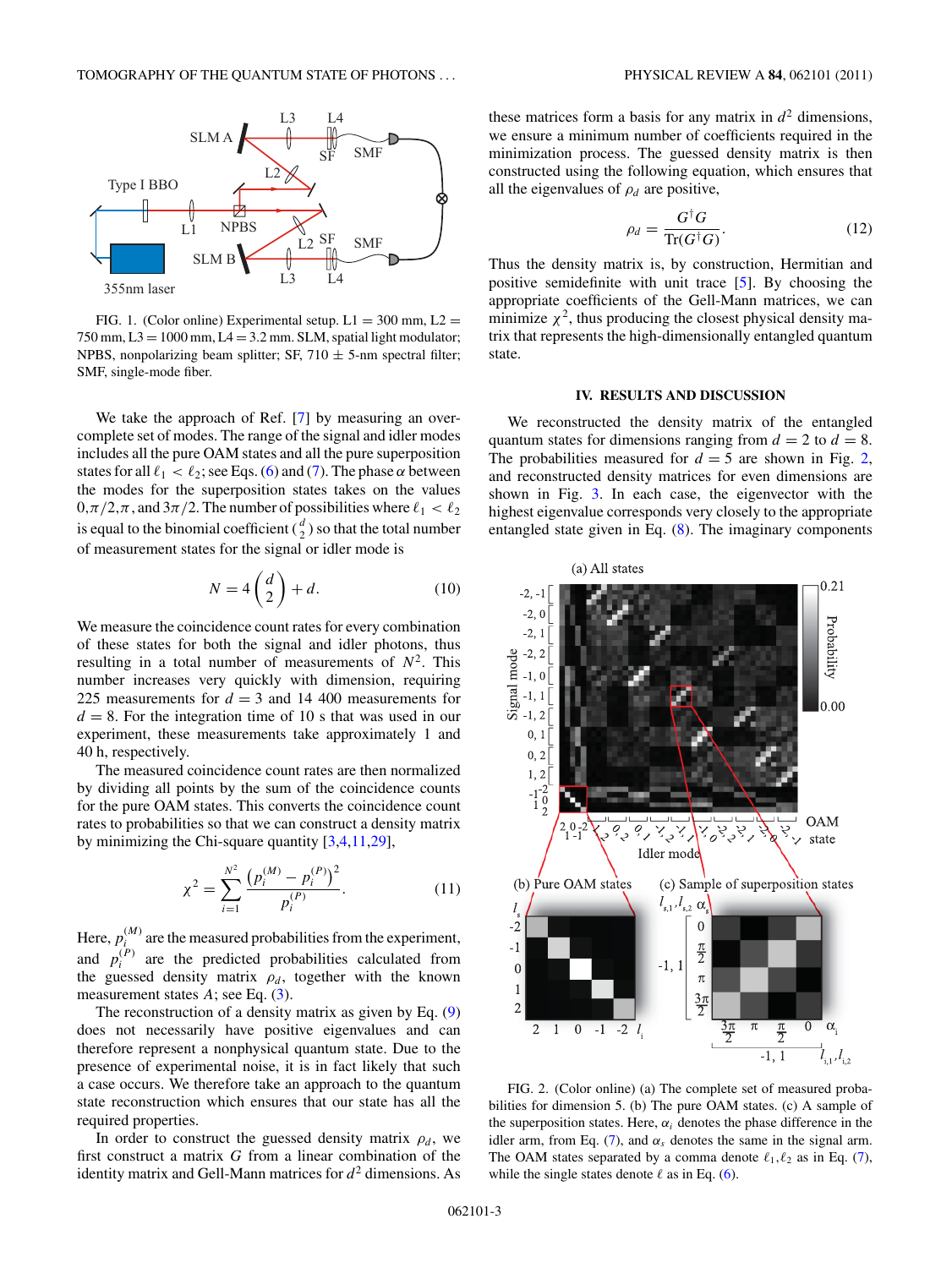FIG. 1. (Color online) Experimental setup. L1 = 300 mm, L2 = 750 mm, L3 = 1000 mm, L4 = 3.2 mm. SLM, spatial light modulator; NPBS, nonpolarizing beam splitter; SF, 710 ± 5-nm spectral filter; SMF, single-mode fiber.

We take the approach of Ref. [7] by measuring an overcomplete set of modes. The range of the signal and idler modes includes all the pure OAM states and all the pure superposition states for all $\ell_1 < \ell_2$; see Eqs. (6) and (7). The phase $\alpha$ between the modes for the superposition states takes on the values $0, \pi/2, \pi$, and $3\pi/2$. The number of possibilities where $\ell_1 < \ell_2$ is equal to the binomial coefficient $\binom{d}{2}$ so that the total number of measurement states for the signal or idler mode is

$$N = 4\binom{d}{2} + d. \tag{10}$$

We measure the coincidence count rates for every combination of these states for both the signal and idler photons, thus resulting in a total number of measurements of $N^2$. This number increases very quickly with dimension, requiring 225 measurements for $d = 3$ and 14 400 measurements for $d = 8$. For the integration time of 10 s that was used in our experiment, these measurements take approximately 1 and 40 h, respectively.

The measured coincidence count rates are then normalized by dividing all points by the sum of the coincidence counts for the pure OAM states. This converts the coincidence count rates to probabilities so that we can construct a density matrix by minimizing the Chi-square quantity [3,4,11,29],

$$\chi^2 = \sum_{i=1}^{N^2} \frac{\left(p_i^{(M)} - p_i^{(P)}\right)^2}{p_i^{(P)}}. \tag{11}$$

Here, $p_i^{(M)}$ are the measured probabilities from the experiment, and $p_i^{(P)}$ are the predicted probabilities calculated from the guessed density matrix $\rho_d$, together with the known measurement states $A$; see Eq. (3).

The reconstruction of a density matrix as given by Eq. (9) does not necessarily have positive eigenvalues and can therefore represent a nonphysical quantum state. Due to the presence of experimental noise, it is in fact likely that such a case occurs. We therefore take an approach to the quantum state reconstruction which ensures that our state has all the required properties.

In order to construct the guessed density matrix $\rho_d$, we first construct a matrix $G$ from a linear combination of the identity matrix and Gell-Mann matrices for $d^2$ dimensions. As these matrices form a basis for any matrix in $d^2$ dimensions, we ensure a minimum number of coefficients required in the minimization process. The guessed density matrix is then constructed using the following equation, which ensures that all the eigenvalues of $\rho_d$ are positive,

$$\rho_d = \frac{G^\dagger G}{\mathrm{Tr}(G^\dagger G)}. \tag{12}$$

Thus the density matrix is, by construction, Hermitian and positive semidefinite with unit trace [5]. By choosing the appropriate coefficients of the Gell-Mann matrices, we can minimize $\chi^2$, thus producing the closest physical density matrix that represents the high-dimensionally entangled quantum state.

## IV. RESULTS AND DISCUSSION

We reconstructed the density matrix of the entangled quantum states for dimensions ranging from $d = 2$ to $d = 8$. The probabilities measured for $d = 5$ are shown in Fig. 2, and reconstructed density matrices for even dimensions are shown in Fig. 3. In each case, the eigenvector with the highest eigenvalue corresponds very closely to the appropriate entangled state given in Eq. (8). The imaginary components

FIG. 2. (Color online) (a) The complete set of measured probabilities for dimension 5. (b) The pure OAM states. (c) A sample of the superposition states. Here, $\alpha_i$ denotes the phase difference in the idler arm, from Eq. (7), and $\alpha_s$ denotes the same in the signal arm. The OAM states separated by a comma denote $\ell_1, \ell_2$ as in Eq. (7), while the single states denote $\ell$ as in Eq. (6).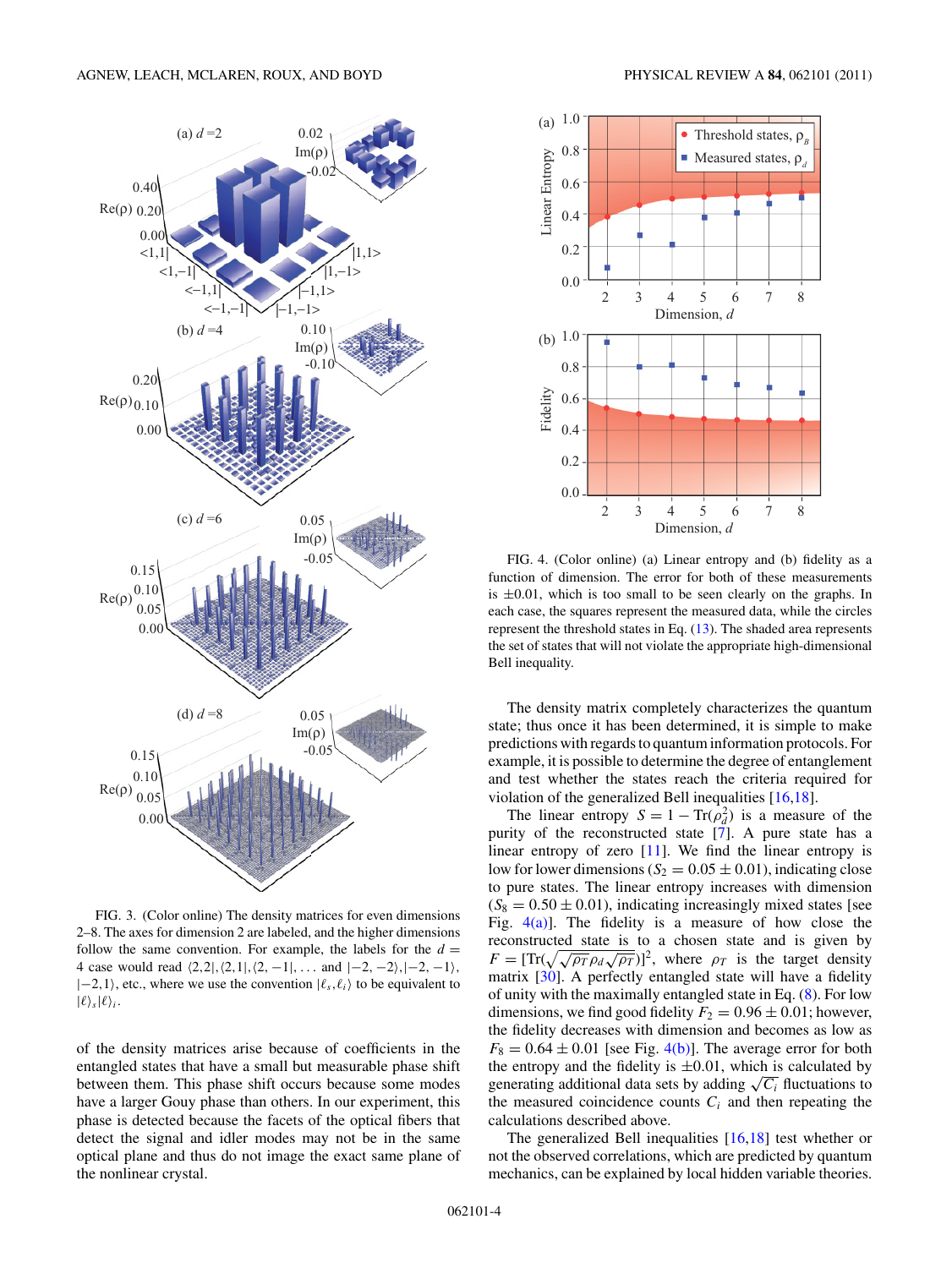FIG. 3. (Color online) The density matrices for even dimensions 2–8. The axes for dimension 2 are labeled, and the higher dimensions follow the same convention. For example, the labels for the $d = 4$ case would read $\langle 2,2|, \langle 2,1|, \langle 2,-1|, \ldots$ and $|-2,-2\rangle, |-2,-1\rangle, |-2,1\rangle$, etc., where we use the convention $|\ell_s, \ell_i\rangle$ to be equivalent to $|\ell\rangle_s|\ell\rangle_i$.

of the density matrices arise because of coefficients in the entangled states that have a small but measurable phase shift between them. This phase shift occurs because some modes have a larger Gouy phase than others. In our experiment, this phase is detected because the facets of the optical fibers that detect the signal and idler modes may not be in the same optical plane and thus do not image the exact same plane of the nonlinear crystal.

FIG. 4. (Color online) (a) Linear entropy and (b) fidelity as a function of dimension. The error for both of these measurements is $\pm 0.01$, which is too small to be seen clearly on the graphs. In each case, the squares represent the measured data, while the circles represent the threshold states in Eq. (13). The shaded area represents the set of states that will not violate the appropriate high-dimensional Bell inequality.

The density matrix completely characterizes the quantum state; thus once it has been determined, it is simple to make predictions with regards to quantum information protocols. For example, it is possible to determine the degree of entanglement and test whether the states reach the criteria required for violation of the generalized Bell inequalities [16,18].

The linear entropy $S = 1 - \mathrm{Tr}(\rho_d^2)$ is a measure of the purity of the reconstructed state [7]. A pure state has a linear entropy of zero [11]. We find the linear entropy is low for lower dimensions ($S_2 = 0.05 \pm 0.01$), indicating close to pure states. The linear entropy increases with dimension ($S_8 = 0.50 \pm 0.01$), indicating increasingly mixed states [see Fig. 4(a)]. The fidelity is a measure of how close the reconstructed state is to a chosen state and is given by $F = [\mathrm{Tr}(\sqrt{\sqrt{\rho_T}\rho_d\sqrt{\rho_T}})]^2$, where $\rho_T$ is the target density matrix [30]. A perfectly entangled state will have a fidelity of unity with the maximally entangled state in Eq. (8). For low dimensions, we find good fidelity $F_2 = 0.96 \pm 0.01$; however, the fidelity decreases with dimension and becomes as low as $F_8 = 0.64 \pm 0.01$ [see Fig. 4(b)]. The average error for both the entropy and the fidelity is $\pm 0.01$, which is calculated by generating additional data sets by adding $\sqrt{C_i}$ fluctuations to the measured coincidence counts $C_i$ and then repeating the calculations described above.

The generalized Bell inequalities [16,18] test whether or not the observed correlations, which are predicted by quantum mechanics, can be explained by local hidden variable theories.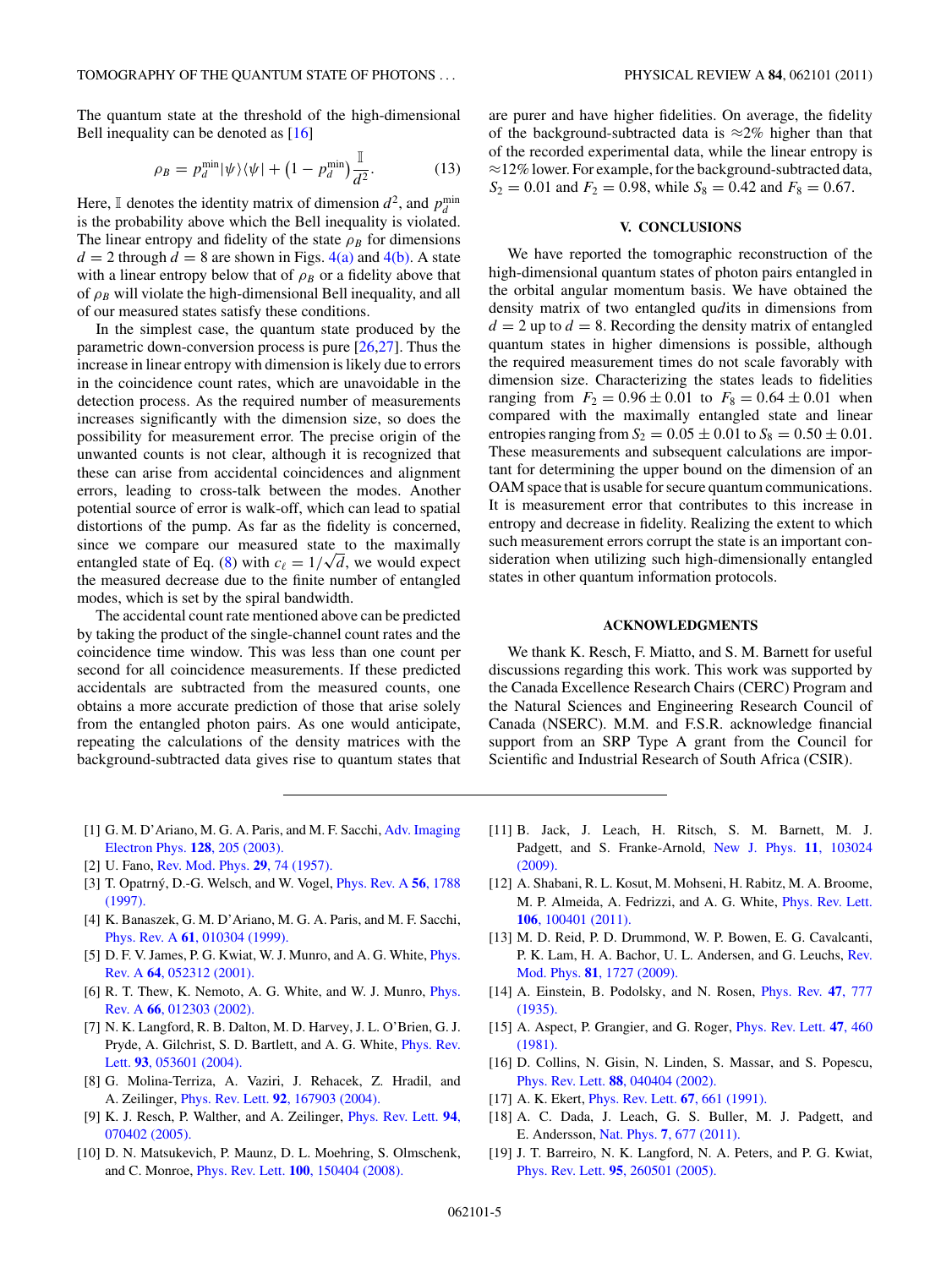The quantum state at the threshold of the high-dimensional Bell inequality can be denoted as [16]

$$\rho_B = p_d^{\min}|\psi\rangle\langle\psi| + \left(1 - p_d^{\min}\right)\frac{\mathbb{I}}{d^2}. \tag{13}$$

Here, $\mathbb{I}$ denotes the identity matrix of dimension $d^2$, and $p_d^{\min}$ is the probability above which the Bell inequality is violated. The linear entropy and fidelity of the state $\rho_B$ for dimensions $d = 2$ through $d = 8$ are shown in Figs. 4(a) and 4(b). A state with a linear entropy below that of $\rho_B$ or a fidelity above that of $\rho_B$ will violate the high-dimensional Bell inequality, and all of our measured states satisfy these conditions.

In the simplest case, the quantum state produced by the parametric down-conversion process is pure [26,27]. Thus the increase in linear entropy with dimension is likely due to errors in the coincidence count rates, which are unavoidable in the detection process. As the required number of measurements increases significantly with the dimension size, so does the possibility for measurement error. The precise origin of the unwanted counts is not clear, although it is recognized that these can arise from accidental coincidences and alignment errors, leading to cross-talk between the modes. Another potential source of error is walk-off, which can lead to spatial distortions of the pump. As far as the fidelity is concerned, since we compare our measured state to the maximally entangled state of Eq. (8) with $c_\ell = 1/\sqrt{d}$, we would expect the measured decrease due to the finite number of entangled modes, which is set by the spiral bandwidth.

The accidental count rate mentioned above can be predicted by taking the product of the single-channel count rates and the coincidence time window. This was less than one count per second for all coincidence measurements. If these predicted accidentals are subtracted from the measured counts, one obtains a more accurate prediction of those that arise solely from the entangled photon pairs. As one would anticipate, repeating the calculations of the density matrices with the background-subtracted data gives rise to quantum states that are purer and have higher fidelities. On average, the fidelity of the background-subtracted data is ≈2% higher than that of the recorded experimental data, while the linear entropy is ≈12% lower. For example, for the background-subtracted data, $S_2 = 0.01$ and $F_2 = 0.98$, while $S_8 = 0.42$ and $F_8 = 0.67$.

## V. CONCLUSIONS

We have reported the tomographic reconstruction of the high-dimensional quantum states of photon pairs entangled in the orbital angular momentum basis. We have obtained the density matrix of two entangled qu*d*its in dimensions from $d = 2$ up to $d = 8$. Recording the density matrix of entangled quantum states in higher dimensions is possible, although the required measurement times do not scale favorably with dimension size. Characterizing the states leads to fidelities ranging from $F_2 = 0.96 \pm 0.01$ to $F_8 = 0.64 \pm 0.01$ when compared with the maximally entangled state and linear entropies ranging from $S_2 = 0.05 \pm 0.01$ to $S_8 = 0.50 \pm 0.01$. These measurements and subsequent calculations are important for determining the upper bound on the dimension of an OAM space that is usable for secure quantum communications. It is measurement error that contributes to this increase in entropy and decrease in fidelity. Realizing the extent to which such measurement errors corrupt the state is an important consideration when utilizing such high-dimensionally entangled states in other quantum information protocols.

## ACKNOWLEDGMENTS

We thank K. Resch, F. Miatto, and S. M. Barnett for useful discussions regarding this work. This work was supported by the Canada Excellence Research Chairs (CERC) Program and the Natural Sciences and Engineering Research Council of Canada (NSERC). M.M. and F.S.R. acknowledge financial support from an SRP Type A grant from the Council for Scientific and Industrial Research of South Africa (CSIR).

---

[1] G. M. D'Ariano, M. G. A. Paris, and M. F. Sacchi, Adv. Imaging Electron Phys. **128**, 205 (2003).

[2] U. Fano, Rev. Mod. Phys. **29**, 74 (1957).

[3] T. Opatrný, D.-G. Welsch, and W. Vogel, Phys. Rev. A **56**, 1788 (1997).

[4] K. Banaszek, G. M. D'Ariano, M. G. A. Paris, and M. F. Sacchi, Phys. Rev. A **61**, 010304 (1999).

[5] D. F. V. James, P. G. Kwiat, W. J. Munro, and A. G. White, Phys. Rev. A **64**, 052312 (2001).

[6] R. T. Thew, K. Nemoto, A. G. White, and W. J. Munro, Phys. Rev. A **66**, 012303 (2002).

[7] N. K. Langford, R. B. Dalton, M. D. Harvey, J. L. O'Brien, G. J. Pryde, A. Gilchrist, S. D. Bartlett, and A. G. White, Phys. Rev. Lett. **93**, 053601 (2004).

[8] G. Molina-Terriza, A. Vaziri, J. Rehacek, Z. Hradil, and A. Zeilinger, Phys. Rev. Lett. **92**, 167903 (2004).

[9] K. J. Resch, P. Walther, and A. Zeilinger, Phys. Rev. Lett. **94**, 070402 (2005).

[10] D. N. Matsukevich, P. Maunz, D. L. Moehring, S. Olmschenk, and C. Monroe, Phys. Rev. Lett. **100**, 150404 (2008).

[11] B. Jack, J. Leach, H. Ritsch, S. M. Barnett, M. J. Padgett, and S. Franke-Arnold, New J. Phys. **11**, 103024 (2009).

[12] A. Shabani, R. L. Kosut, M. Mohseni, H. Rabitz, M. A. Broome, M. P. Almeida, A. Fedrizzi, and A. G. White, Phys. Rev. Lett. **106**, 100401 (2011).

[13] M. D. Reid, P. D. Drummond, W. P. Bowen, E. G. Cavalcanti, P. K. Lam, H. A. Bachor, U. L. Andersen, and G. Leuchs, Rev. Mod. Phys. **81**, 1727 (2009).

[14] A. Einstein, B. Podolsky, and N. Rosen, Phys. Rev. **47**, 777 (1935).

[15] A. Aspect, P. Grangier, and G. Roger, Phys. Rev. Lett. **47**, 460 (1981).

[16] D. Collins, N. Gisin, N. Linden, S. Massar, and S. Popescu, Phys. Rev. Lett. **88**, 040404 (2002).

[17] A. K. Ekert, Phys. Rev. Lett. **67**, 661 (1991).

[18] A. C. Dada, J. Leach, G. S. Buller, M. J. Padgett, and E. Andersson, Nat. Phys. **7**, 677 (2011).

[19] J. T. Barreiro, N. K. Langford, N. A. Peters, and P. G. Kwiat, Phys. Rev. Lett. **95**, 260501 (2005).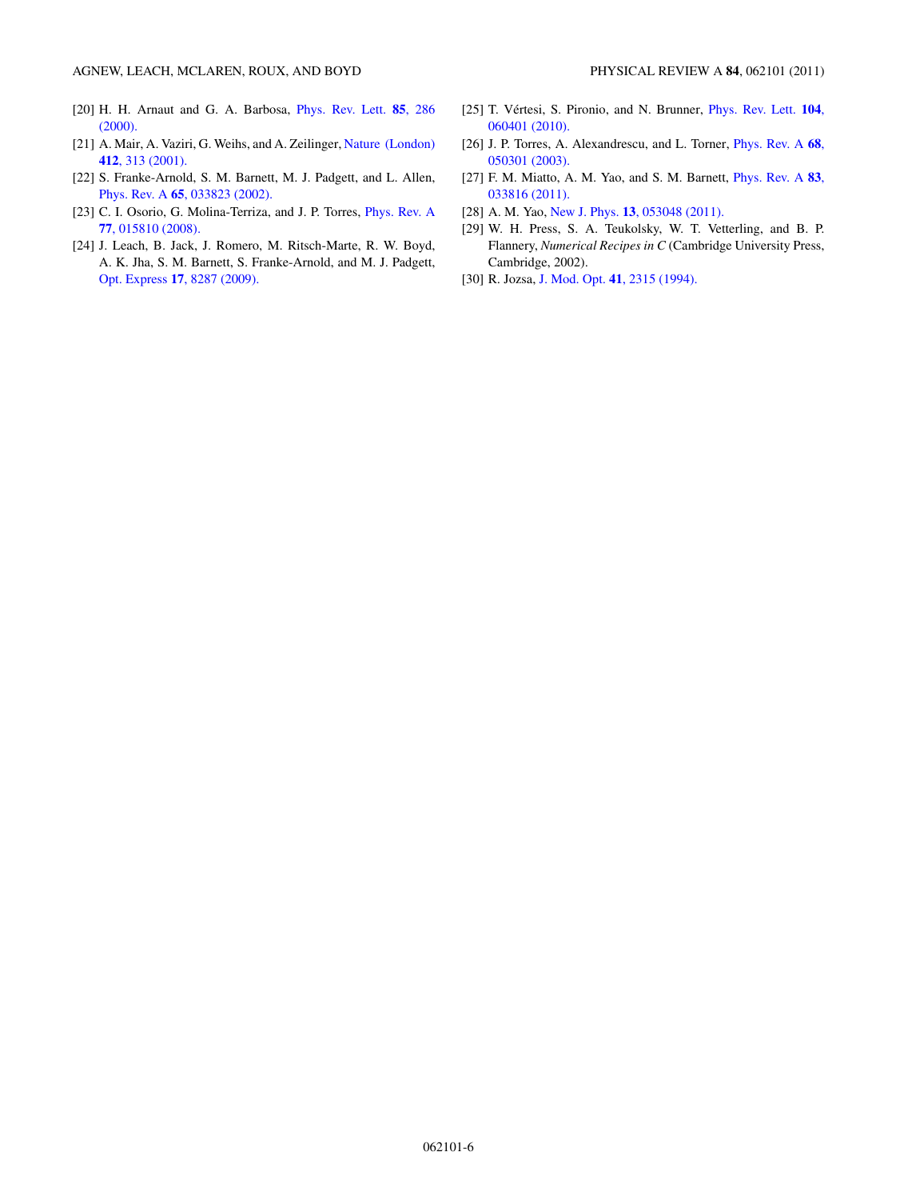[20] H. H. Arnaut and G. A. Barbosa, Phys. Rev. Lett. **85**, 286 (2000).

[21] A. Mair, A. Vaziri, G. Weihs, and A. Zeilinger, Nature (London) **412**, 313 (2001).

[22] S. Franke-Arnold, S. M. Barnett, M. J. Padgett, and L. Allen, Phys. Rev. A **65**, 033823 (2002).

[23] C. I. Osorio, G. Molina-Terriza, and J. P. Torres, Phys. Rev. A **77**, 015810 (2008).

[24] J. Leach, B. Jack, J. Romero, M. Ritsch-Marte, R. W. Boyd, A. K. Jha, S. M. Barnett, S. Franke-Arnold, and M. J. Padgett, Opt. Express **17**, 8287 (2009).

[25] T. Vértesi, S. Pironio, and N. Brunner, Phys. Rev. Lett. **104**, 060401 (2010).

[26] J. P. Torres, A. Alexandrescu, and L. Torner, Phys. Rev. A **68**, 050301 (2003).

[27] F. M. Miatto, A. M. Yao, and S. M. Barnett, Phys. Rev. A **83**, 033816 (2011).

[28] A. M. Yao, New J. Phys. **13**, 053048 (2011).

[29] W. H. Press, S. A. Teukolsky, W. T. Vetterling, and B. P. Flannery, *Numerical Recipes in C* (Cambridge University Press, Cambridge, 2002).

[30] R. Jozsa, J. Mod. Opt. **41**, 2315 (1994).